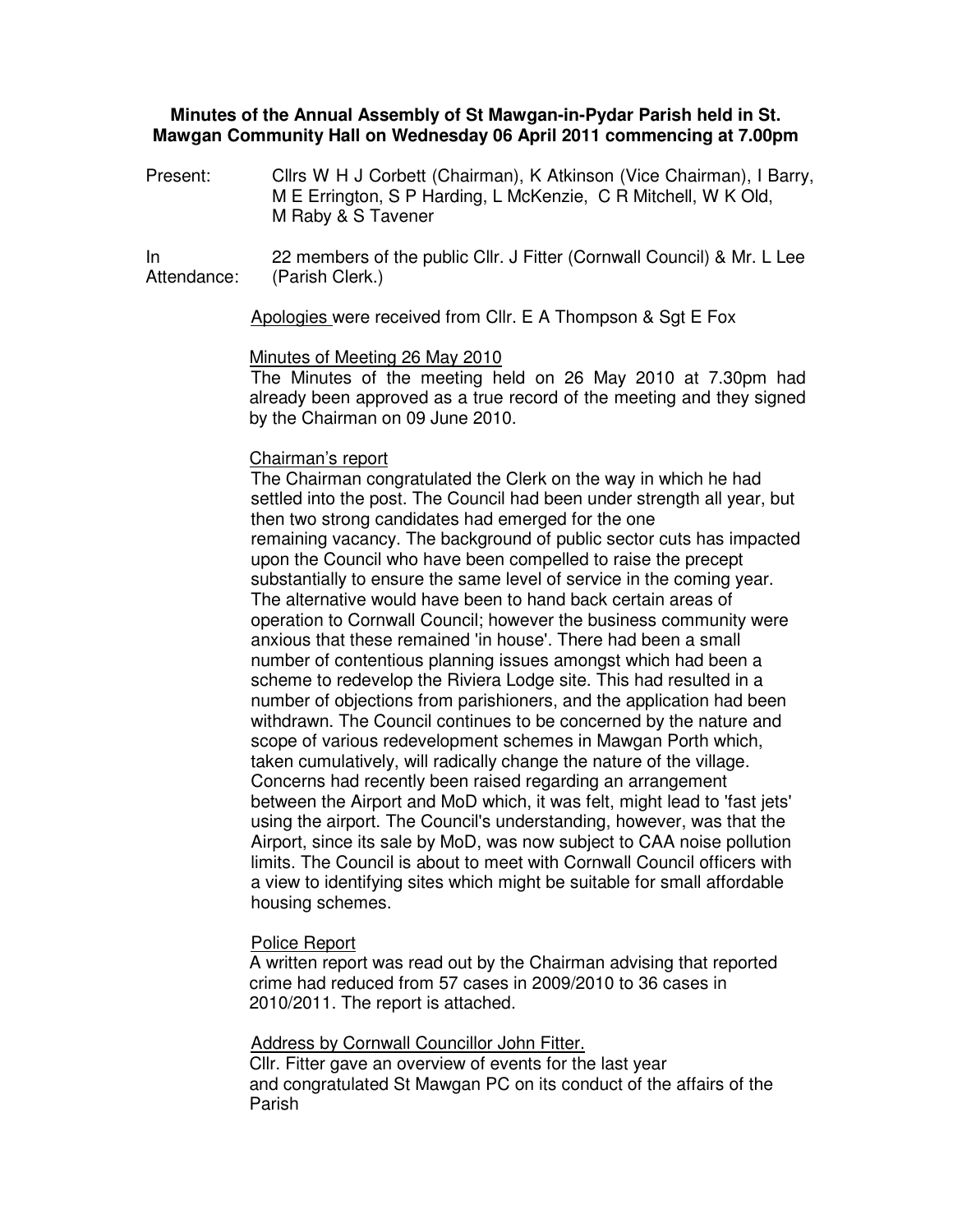**Minutes of the Annual Assembly of St Mawgan-in-Pydar Parish held in St. Mawgan Community Hall on Wednesday 06 April 2011 commencing at 7.00pm**

Present: Cllrs W H J Corbett (Chairman), K Atkinson (Vice Chairman), I Barry, M E Errington, S P Harding, L McKenzie, C R Mitchell, W K Old, M Raby & S Tavener

In Attendance: 22 members of the public Cllr. J Fitter (Cornwall Council) & Mr. L Lee (Parish Clerk.)

Apologies were received from Cllr. E A Thompson & Sgt E Fox

Minutes of Meeting 26 May 2010

The Minutes of the meeting held on 26 May 2010 at 7.30pm had already been approved as a true record of the meeting and they signed by the Chairman on 09 June 2010.

Chairman's report

The Chairman congratulated the Clerk on the way in which he had settled into the post. The Council had been under strength all year, but then two strong candidates had emerged for the one remaining vacancy. The background of public sector cuts has impacted upon the Council who have been compelled to raise the precept substantially to ensure the same level of service in the coming year. The alternative would have been to hand back certain areas of operation to Cornwall Council; however the business community were anxious that these remained 'in house'. There had been a small number of contentious planning issues amongst which had been a scheme to redevelop the Riviera Lodge site. This had resulted in a number of objections from parishioners, and the application had been withdrawn. The Council continues to be concerned by the nature and scope of various redevelopment schemes in Mawgan Porth which, taken cumulatively, will radically change the nature of the village. Concerns had recently been raised regarding an arrangement between the Airport and MoD which, it was felt, might lead to 'fast jets' using the airport. The Council's understanding, however, was that the Airport, since its sale by MoD, was now subject to CAA noise pollution limits. The Council is about to meet with Cornwall Council officers with a view to identifying sites which might be suitable for small affordable housing schemes.

Police Report

A written report was read out by the Chairman advising that reported crime had reduced from 57 cases in 2009/2010 to 36 cases in 2010/2011. The report is attached.

Address by Cornwall Councillor John Fitter.

Cllr. Fitter gave an overview of events for the last year and congratulated St Mawgan PC on its conduct of the affairs of the Parish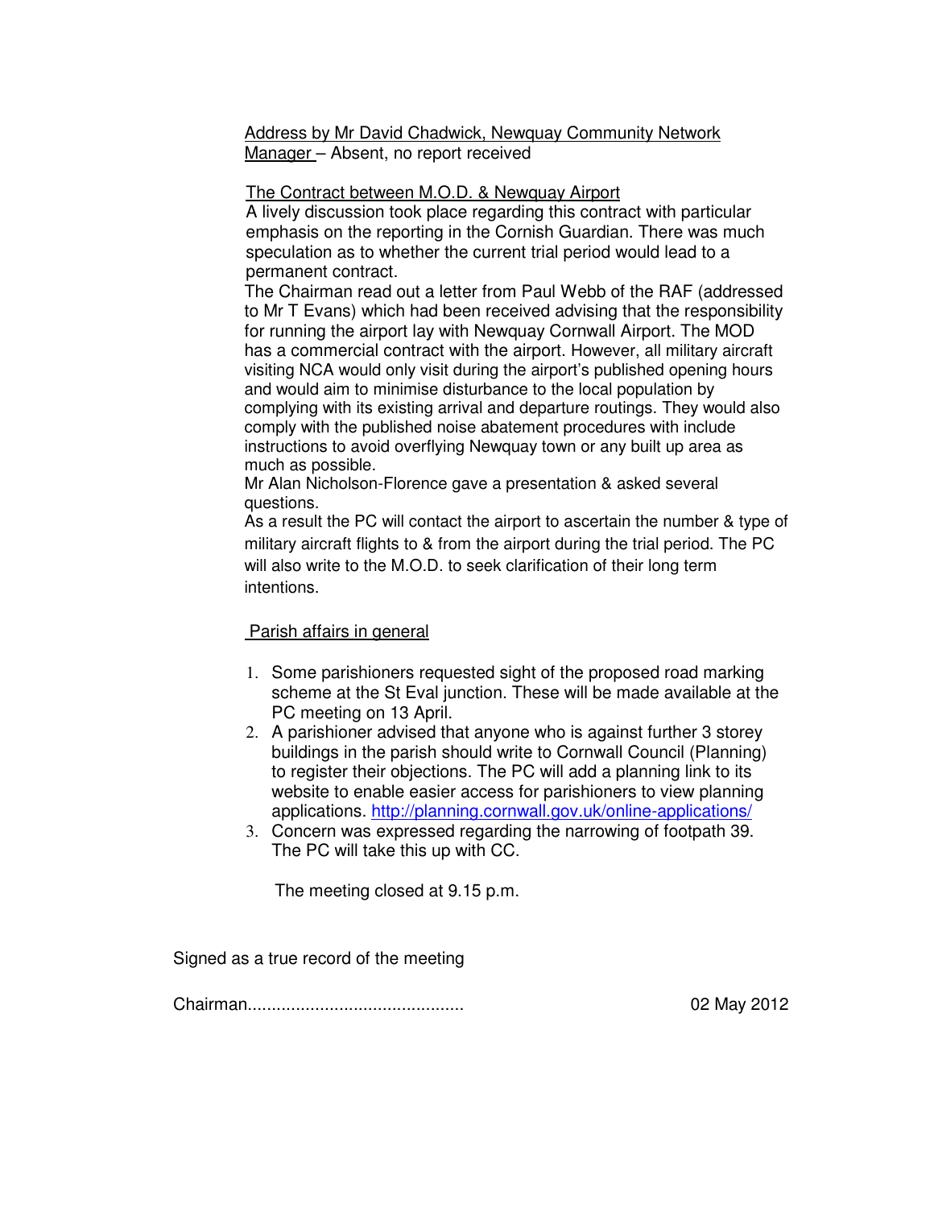Address by Mr David Chadwick, Newquay Community Network Manager – Absent, no report received

The Contract between M.O.D. & Newquay Airport

A lively discussion took place regarding this contract with particular emphasis on the reporting in the Cornish Guardian. There was much speculation as to whether the current trial period would lead to a permanent contract.

The Chairman read out a letter from Paul Webb of the RAF (addressed to Mr T Evans) which had been received advising that the responsibility for running the airport lay with Newquay Cornwall Airport. The MOD has a commercial contract with the airport. However, all military aircraft visiting NCA would only visit during the airport's published opening hours and would aim to minimise disturbance to the local population by complying with its existing arrival and departure routings. They would also comply with the published noise abatement procedures with include instructions to avoid overflying Newquay town or any built up area as much as possible.

Mr Alan Nicholson-Florence gave a presentation & asked several questions.

As a result the PC will contact the airport to ascertain the number & type of military aircraft flights to & from the airport during the trial period. The PC will also write to the M.O.D. to seek clarification of their long term intentions.

Parish affairs in general

1. Some parishioners requested sight of the proposed road marking scheme at the St Eval junction. These will be made available at the PC meeting on 13 April.
2. A parishioner advised that anyone who is against further 3 storey buildings in the parish should write to Cornwall Council (Planning) to register their objections. The PC will add a planning link to its website to enable easier access for parishioners to view planning applications. http://planning.cornwall.gov.uk/online-applications/
3. Concern was expressed regarding the narrowing of footpath 39. The PC will take this up with CC.

The meeting closed at 9.15 p.m.

Signed as a true record of the meeting

Chairman............................................ 02 May 2012